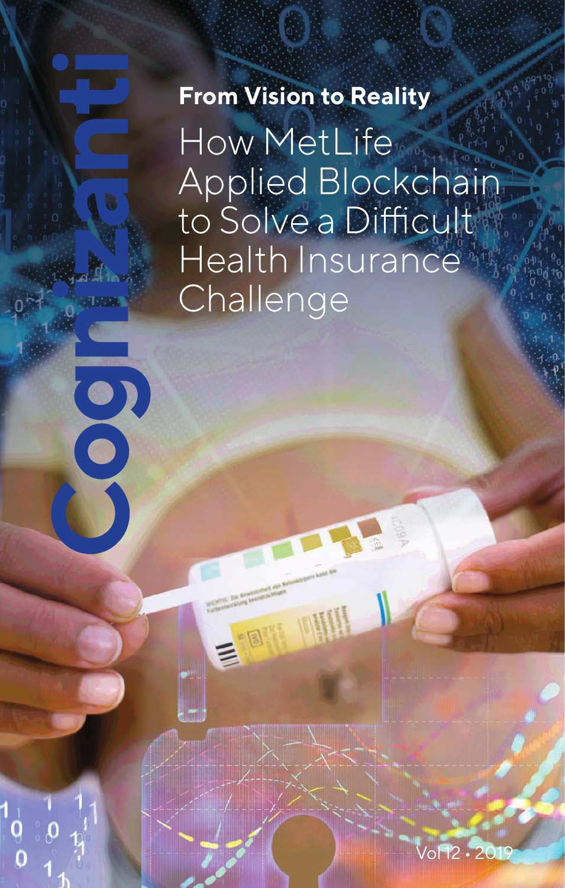Cognizanti

**From Vision to Reality**

# How MetLife Applied Blockchain to Solve a Difficult Health Insurance Challenge

Vol 12 • 2019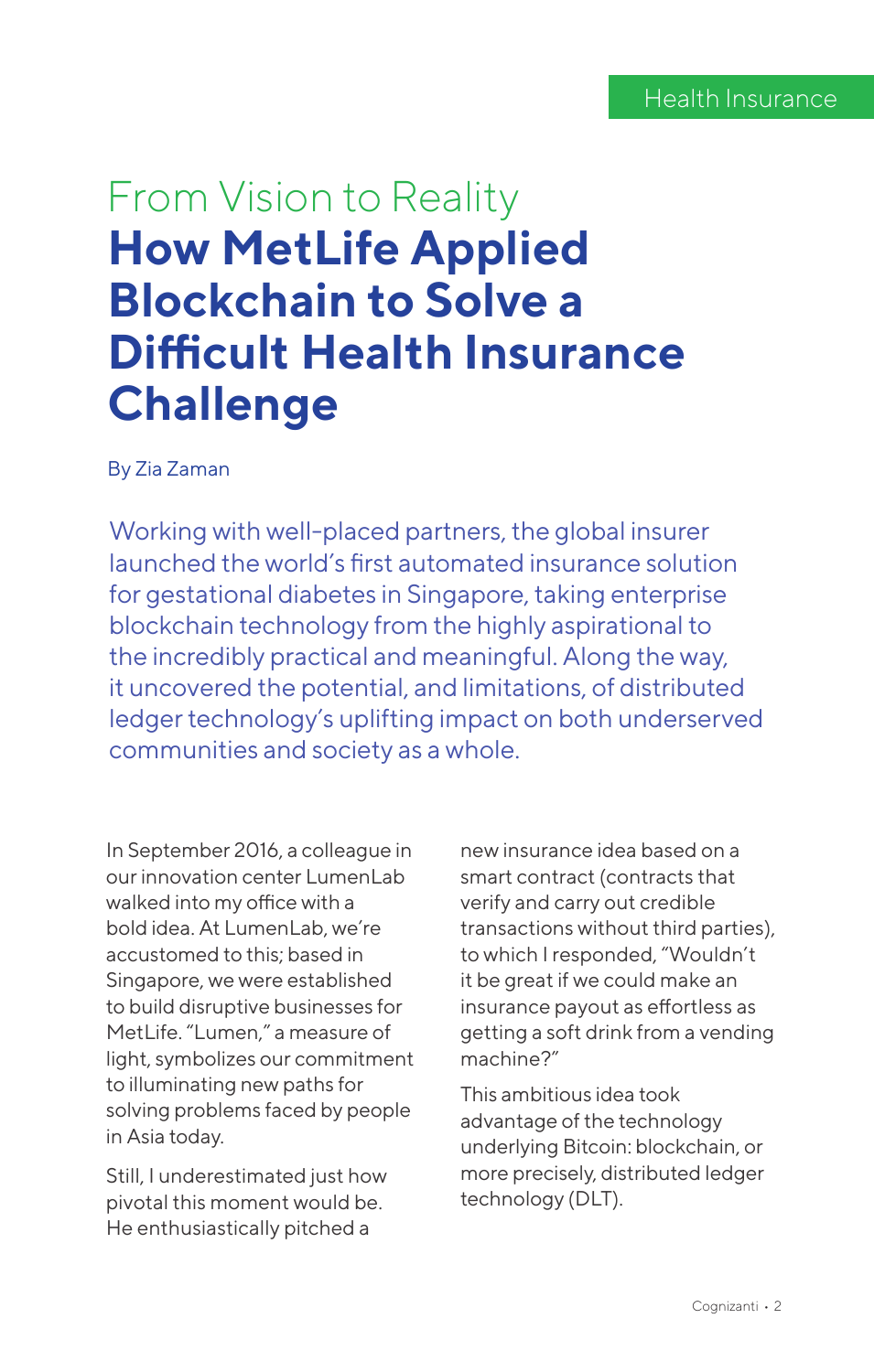Health Insurance

## From Vision to Reality

# How MetLife Applied Blockchain to Solve a Difficult Health Insurance Challenge

By Zia Zaman

Working with well-placed partners, the global insurer launched the world's first automated insurance solution for gestational diabetes in Singapore, taking enterprise blockchain technology from the highly aspirational to the incredibly practical and meaningful. Along the way, it uncovered the potential, and limitations, of distributed ledger technology's uplifting impact on both underserved communities and society as a whole.

In September 2016, a colleague in our innovation center LumenLab walked into my office with a bold idea. At LumenLab, we're accustomed to this; based in Singapore, we were established to build disruptive businesses for MetLife. "Lumen," a measure of light, symbolizes our commitment to illuminating new paths for solving problems faced by people in Asia today.

Still, I underestimated just how pivotal this moment would be. He enthusiastically pitched a new insurance idea based on a smart contract (contracts that verify and carry out credible transactions without third parties), to which I responded, "Wouldn't it be great if we could make an insurance payout as effortless as getting a soft drink from a vending machine?"

This ambitious idea took advantage of the technology underlying Bitcoin: blockchain, or more precisely, distributed ledger technology (DLT).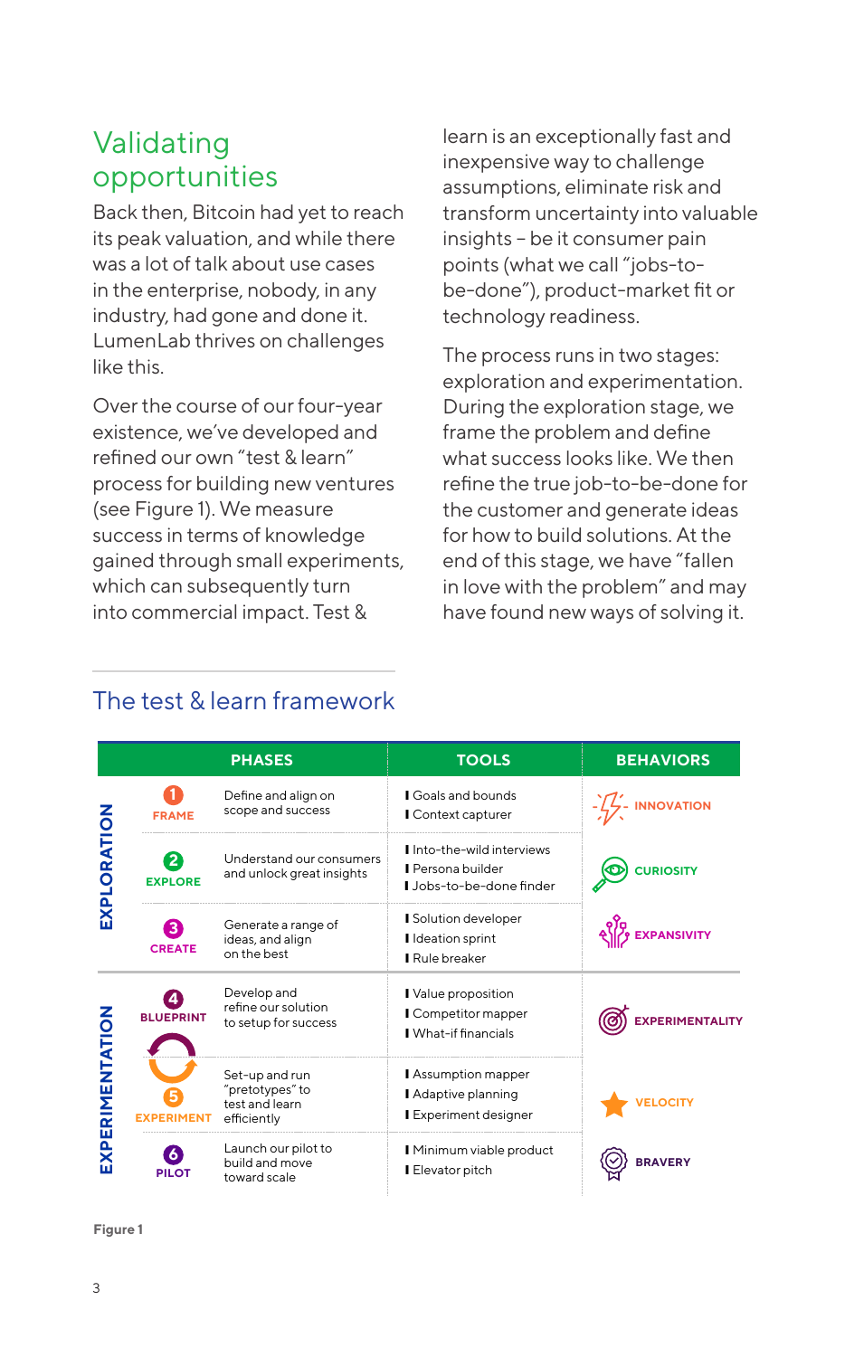## Validating opportunities

Back then, Bitcoin had yet to reach its peak valuation, and while there was a lot of talk about use cases in the enterprise, nobody, in any industry, had gone and done it. LumenLab thrives on challenges like this.

Over the course of our four-year existence, we've developed and refined our own "test & learn" process for building new ventures (see Figure 1). We measure success in terms of knowledge gained through small experiments, which can subsequently turn into commercial impact. Test & learn is an exceptionally fast and inexpensive way to challenge assumptions, eliminate risk and transform uncertainty into valuable insights – be it consumer pain points (what we call "jobs-to-be-done"), product-market fit or technology readiness.

The process runs in two stages: exploration and experimentation. During the exploration stage, we frame the problem and define what success looks like. We then refine the true job-to-be-done for the customer and generate ideas for how to build solutions. At the end of this stage, we have "fallen in love with the problem" and may have found new ways of solving it.

### The test & learn framework

| Stage | Phase | Description | Tools | Behaviors |
|---|---|---|---|---|
| EXPLORATION | 1 FRAME | Define and align on scope and success | Goals and bounds; Context capturer | INNOVATION |
| EXPLORATION | 2 EXPLORE | Understand our consumers and unlock great insights | Into-the-wild interviews; Persona builder; Jobs-to-be-done finder | CURIOSITY |
| EXPLORATION | 3 CREATE | Generate a range of ideas, and align on the best | Solution developer; Ideation sprint; Rule breaker | EXPANSIVITY |
| EXPERIMENTATION | 4 BLUEPRINT | Develop and refine our solution to setup for success | Value proposition; Competitor mapper; What-if financials | EXPERIMENTALITY |
| EXPERIMENTATION | 5 EXPERIMENT | Set-up and run "pretotypes" to test and learn efficiently | Assumption mapper; Adaptive planning; Experiment designer | VELOCITY |
| EXPERIMENTATION | 6 PILOT | Launch our pilot to build and move toward scale | Minimum viable product; Elevator pitch | BRAVERY |

Figure 1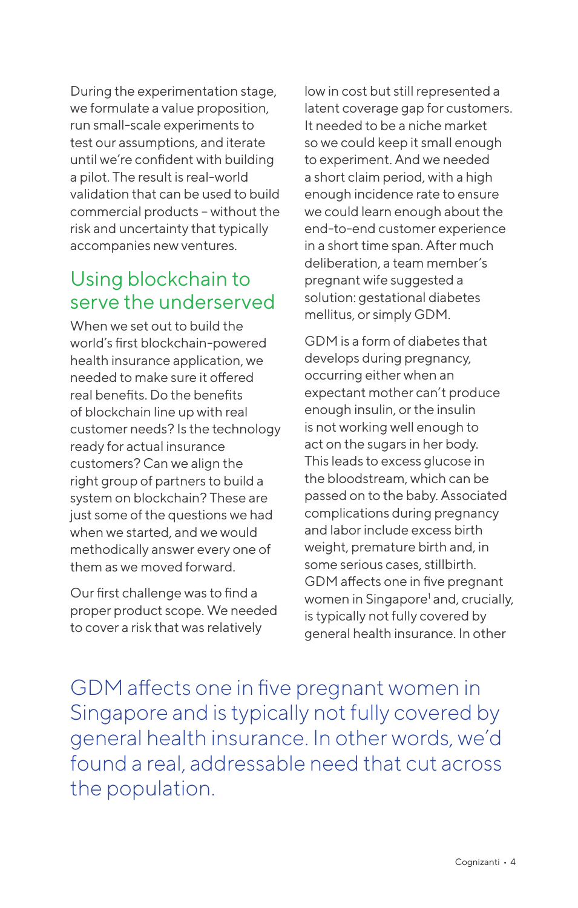During the experimentation stage, we formulate a value proposition, run small-scale experiments to test our assumptions, and iterate until we're confident with building a pilot. The result is real-world validation that can be used to build commercial products – without the risk and uncertainty that typically accompanies new ventures.

## Using blockchain to serve the underserved

When we set out to build the world's first blockchain-powered health insurance application, we needed to make sure it offered real benefits. Do the benefits of blockchain line up with real customer needs? Is the technology ready for actual insurance customers? Can we align the right group of partners to build a system on blockchain? These are just some of the questions we had when we started, and we would methodically answer every one of them as we moved forward.

Our first challenge was to find a proper product scope. We needed to cover a risk that was relatively low in cost but still represented a latent coverage gap for customers. It needed to be a niche market so we could keep it small enough to experiment. And we needed a short claim period, with a high enough incidence rate to ensure we could learn enough about the end-to-end customer experience in a short time span. After much deliberation, a team member's pregnant wife suggested a solution: gestational diabetes mellitus, or simply GDM.

GDM is a form of diabetes that develops during pregnancy, occurring either when an expectant mother can't produce enough insulin, or the insulin is not working well enough to act on the sugars in her body. This leads to excess glucose in the bloodstream, which can be passed on to the baby. Associated complications during pregnancy and labor include excess birth weight, premature birth and, in some serious cases, stillbirth. GDM affects one in five pregnant women in Singapore[1] and, crucially, is typically not fully covered by general health insurance. In other

> GDM affects one in five pregnant women in Singapore and is typically not fully covered by general health insurance. In other words, we'd found a real, addressable need that cut across the population.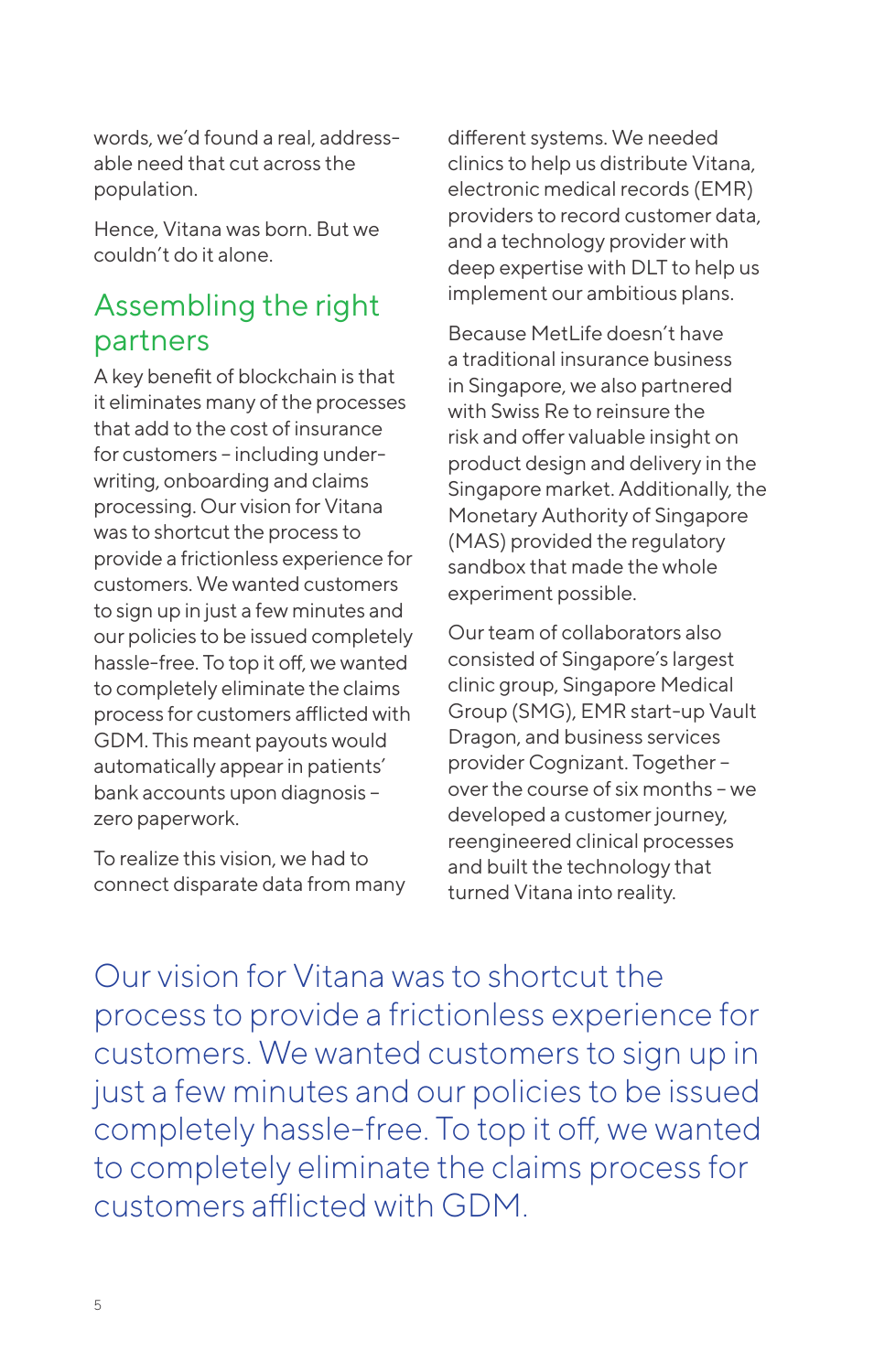words, we'd found a real, addressable need that cut across the population.

Hence, Vitana was born. But we couldn't do it alone.

## Assembling the right partners

A key benefit of blockchain is that it eliminates many of the processes that add to the cost of insurance for customers – including underwriting, onboarding and claims processing. Our vision for Vitana was to shortcut the process to provide a frictionless experience for customers. We wanted customers to sign up in just a few minutes and our policies to be issued completely hassle-free. To top it off, we wanted to completely eliminate the claims process for customers afflicted with GDM. This meant payouts would automatically appear in patients' bank accounts upon diagnosis – zero paperwork.

To realize this vision, we had to connect disparate data from many different systems. We needed clinics to help us distribute Vitana, electronic medical records (EMR) providers to record customer data, and a technology provider with deep expertise with DLT to help us implement our ambitious plans.

Because MetLife doesn't have a traditional insurance business in Singapore, we also partnered with Swiss Re to reinsure the risk and offer valuable insight on product design and delivery in the Singapore market. Additionally, the Monetary Authority of Singapore (MAS) provided the regulatory sandbox that made the whole experiment possible.

Our team of collaborators also consisted of Singapore's largest clinic group, Singapore Medical Group (SMG), EMR start-up Vault Dragon, and business services provider Cognizant. Together – over the course of six months – we developed a customer journey, reengineered clinical processes and built the technology that turned Vitana into reality.

> Our vision for Vitana was to shortcut the process to provide a frictionless experience for customers. We wanted customers to sign up in just a few minutes and our policies to be issued completely hassle-free. To top it off, we wanted to completely eliminate the claims process for customers afflicted with GDM.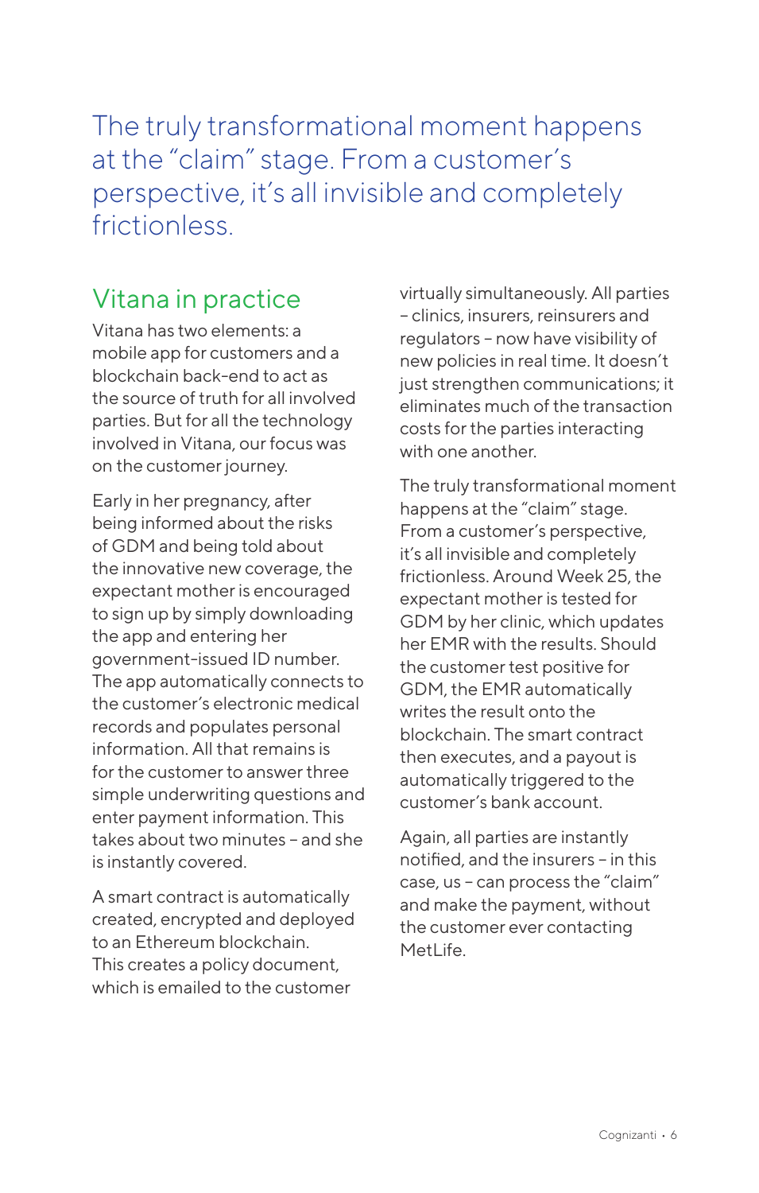> The truly transformational moment happens at the "claim" stage. From a customer's perspective, it's all invisible and completely frictionless.

## Vitana in practice

Vitana has two elements: a mobile app for customers and a blockchain back-end to act as the source of truth for all involved parties. But for all the technology involved in Vitana, our focus was on the customer journey.

Early in her pregnancy, after being informed about the risks of GDM and being told about the innovative new coverage, the expectant mother is encouraged to sign up by simply downloading the app and entering her government-issued ID number. The app automatically connects to the customer's electronic medical records and populates personal information. All that remains is for the customer to answer three simple underwriting questions and enter payment information. This takes about two minutes – and she is instantly covered.

A smart contract is automatically created, encrypted and deployed to an Ethereum blockchain. This creates a policy document, which is emailed to the customer virtually simultaneously. All parties – clinics, insurers, reinsurers and regulators – now have visibility of new policies in real time. It doesn't just strengthen communications; it eliminates much of the transaction costs for the parties interacting with one another.

The truly transformational moment happens at the "claim" stage. From a customer's perspective, it's all invisible and completely frictionless. Around Week 25, the expectant mother is tested for GDM by her clinic, which updates her EMR with the results. Should the customer test positive for GDM, the EMR automatically writes the result onto the blockchain. The smart contract then executes, and a payout is automatically triggered to the customer's bank account.

Again, all parties are instantly notified, and the insurers – in this case, us – can process the "claim" and make the payment, without the customer ever contacting MetLife.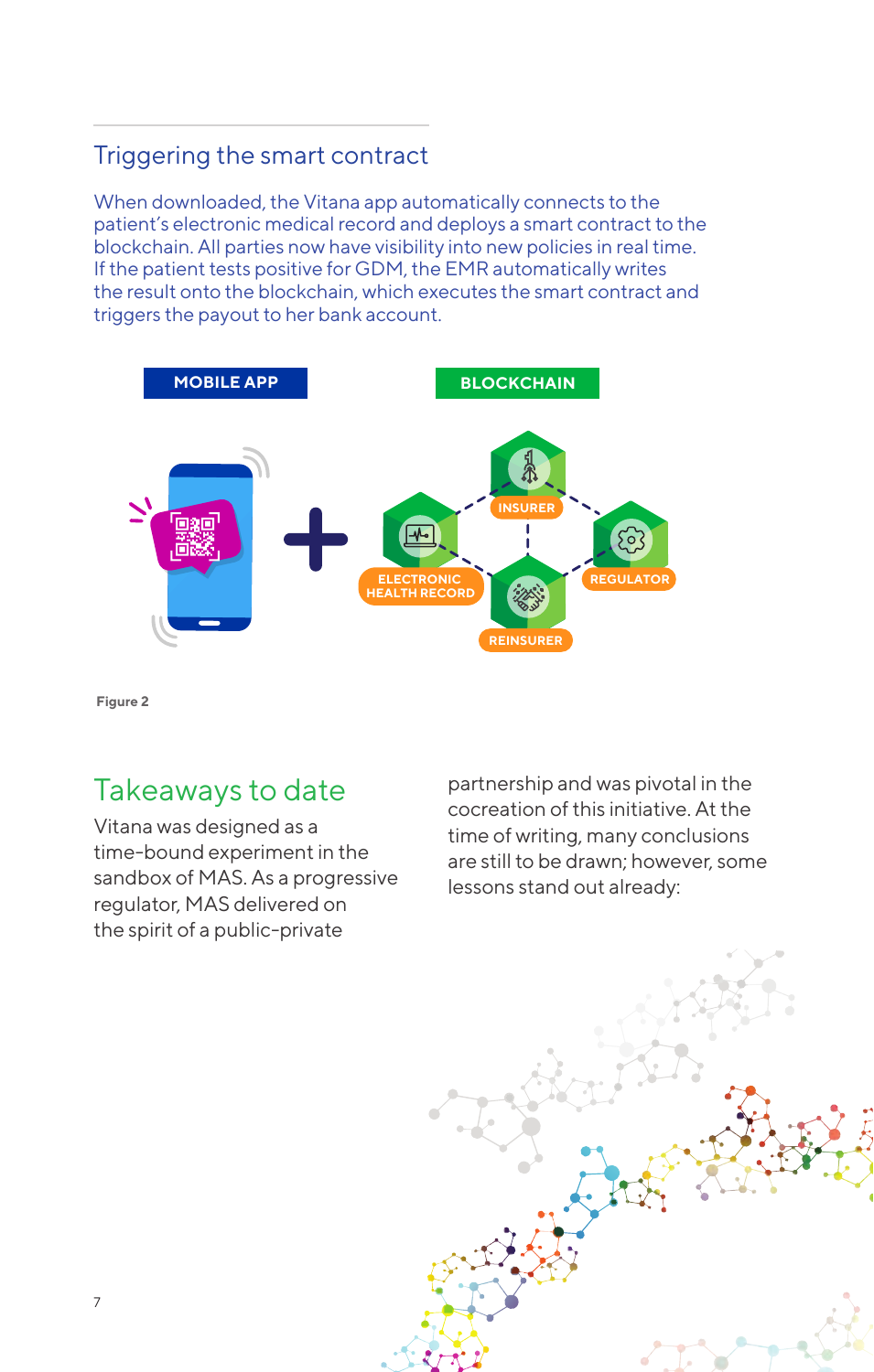## Triggering the smart contract

When downloaded, the Vitana app automatically connects to the patient's electronic medical record and deploys a smart contract to the blockchain. All parties now have visibility into new policies in real time. If the patient tests positive for GDM, the EMR automatically writes the result onto the blockchain, which executes the smart contract and triggers the payout to her bank account.

MOBILE APP

BLOCKCHAIN

INSURER

ELECTRONIC HEALTH RECORD

REGULATOR

REINSURER

**Figure 2**

## Takeaways to date

Vitana was designed as a time-bound experiment in the sandbox of MAS. As a progressive regulator, MAS delivered on the spirit of a public-private partnership and was pivotal in the cocreation of this initiative. At the time of writing, many conclusions are still to be drawn; however, some lessons stand out already: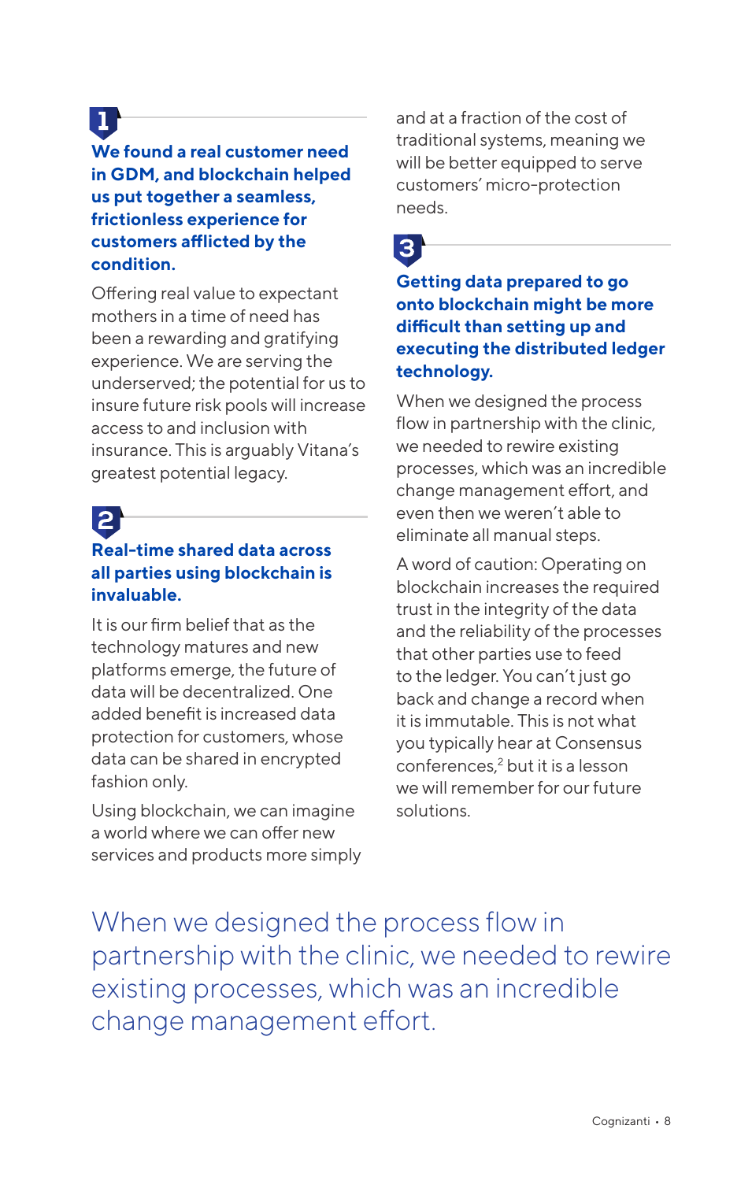### 1

**We found a real customer need in GDM, and blockchain helped us put together a seamless, frictionless experience for customers afflicted by the condition.**

Offering real value to expectant mothers in a time of need has been a rewarding and gratifying experience. We are serving the underserved; the potential for us to insure future risk pools will increase access to and inclusion with insurance. This is arguably Vitana's greatest potential legacy.

### 2

**Real-time shared data across all parties using blockchain is invaluable.**

It is our firm belief that as the technology matures and new platforms emerge, the future of data will be decentralized. One added benefit is increased data protection for customers, whose data can be shared in encrypted fashion only.

Using blockchain, we can imagine a world where we can offer new services and products more simply and at a fraction of the cost of traditional systems, meaning we will be better equipped to serve customers' micro-protection needs.

### 3

**Getting data prepared to go onto blockchain might be more difficult than setting up and executing the distributed ledger technology.**

When we designed the process flow in partnership with the clinic, we needed to rewire existing processes, which was an incredible change management effort, and even then we weren't able to eliminate all manual steps.

A word of caution: Operating on blockchain increases the required trust in the integrity of the data and the reliability of the processes that other parties use to feed to the ledger. You can't just go back and change a record when it is immutable. This is not what you typically hear at Consensus conferences,[2] but it is a lesson we will remember for our future solutions.

> When we designed the process flow in partnership with the clinic, we needed to rewire existing processes, which was an incredible change management effort.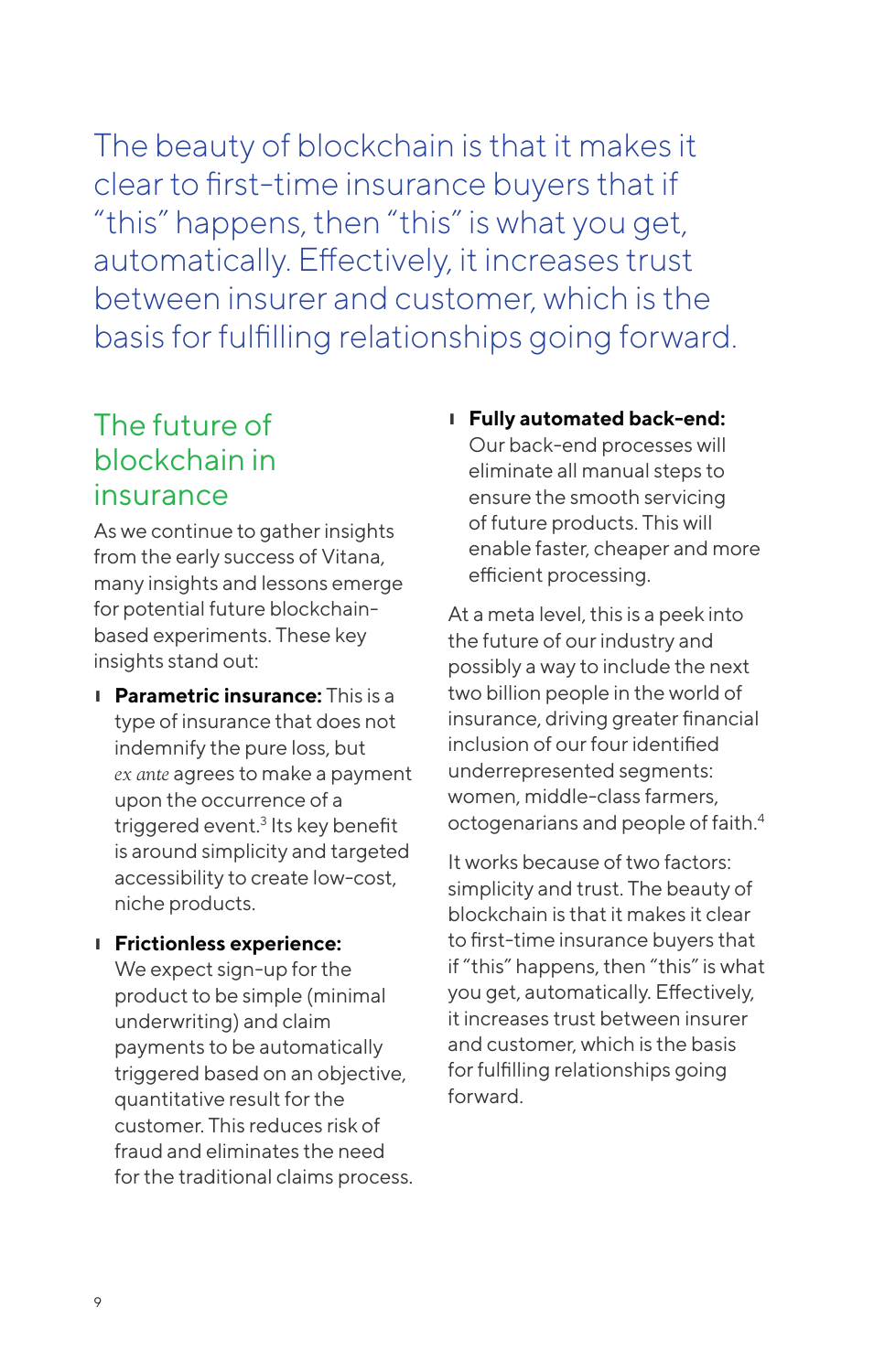> The beauty of blockchain is that it makes it clear to first-time insurance buyers that if "this" happens, then "this" is what you get, automatically. Effectively, it increases trust between insurer and customer, which is the basis for fulfilling relationships going forward.

## The future of blockchain in insurance

As we continue to gather insights from the early success of Vitana, many insights and lessons emerge for potential future blockchain-based experiments. These key insights stand out:

- **Parametric insurance:** This is a type of insurance that does not indemnify the pure loss, but *ex ante* agrees to make a payment upon the occurrence of a triggered event.[3] Its key benefit is around simplicity and targeted accessibility to create low-cost, niche products.
- **Frictionless experience:** We expect sign-up for the product to be simple (minimal underwriting) and claim payments to be automatically triggered based on an objective, quantitative result for the customer. This reduces risk of fraud and eliminates the need for the traditional claims process.
- **Fully automated back-end:** Our back-end processes will eliminate all manual steps to ensure the smooth servicing of future products. This will enable faster, cheaper and more efficient processing.

At a meta level, this is a peek into the future of our industry and possibly a way to include the next two billion people in the world of insurance, driving greater financial inclusion of our four identified underrepresented segments: women, middle-class farmers, octogenarians and people of faith.[4]

It works because of two factors: simplicity and trust. The beauty of blockchain is that it makes it clear to first-time insurance buyers that if "this" happens, then "this" is what you get, automatically. Effectively, it increases trust between insurer and customer, which is the basis for fulfilling relationships going forward.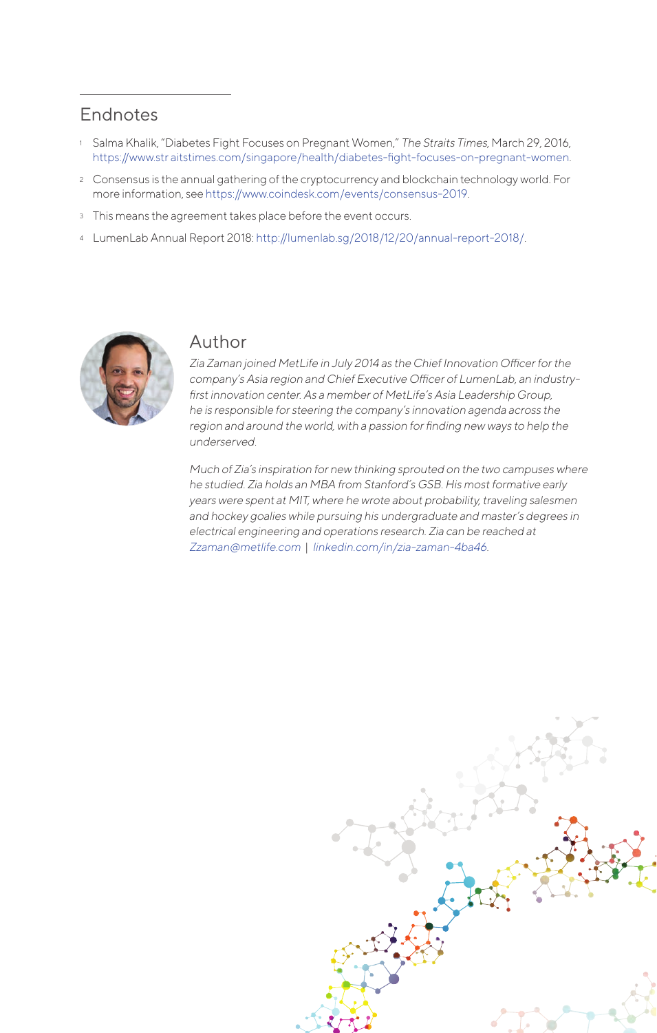## Endnotes

1. Salma Khalik, "Diabetes Fight Focuses on Pregnant Women," *The Straits Times*, March 29, 2016, https://www.straitstimes.com/singapore/health/diabetes-fight-focuses-on-pregnant-women.
2. Consensus is the annual gathering of the cryptocurrency and blockchain technology world. For more information, see https://www.coindesk.com/events/consensus-2019.
3. This means the agreement takes place before the event occurs.
4. LumenLab Annual Report 2018: http://lumenlab.sg/2018/12/20/annual-report-2018/.

## Author

*Zia Zaman joined MetLife in July 2014 as the Chief Innovation Officer for the company's Asia region and Chief Executive Officer of LumenLab, an industry-first innovation center. As a member of MetLife's Asia Leadership Group, he is responsible for steering the company's innovation agenda across the region and around the world, with a passion for finding new ways to help the underserved.*

*Much of Zia's inspiration for new thinking sprouted on the two campuses where he studied. Zia holds an MBA from Stanford's GSB. His most formative early years were spent at MIT, where he wrote about probability, traveling salesmen and hockey goalies while pursuing his undergraduate and master's degrees in electrical engineering and operations research. Zia can be reached at Zzaman@metlife.com | linkedin.com/in/zia-zaman-4ba46.*